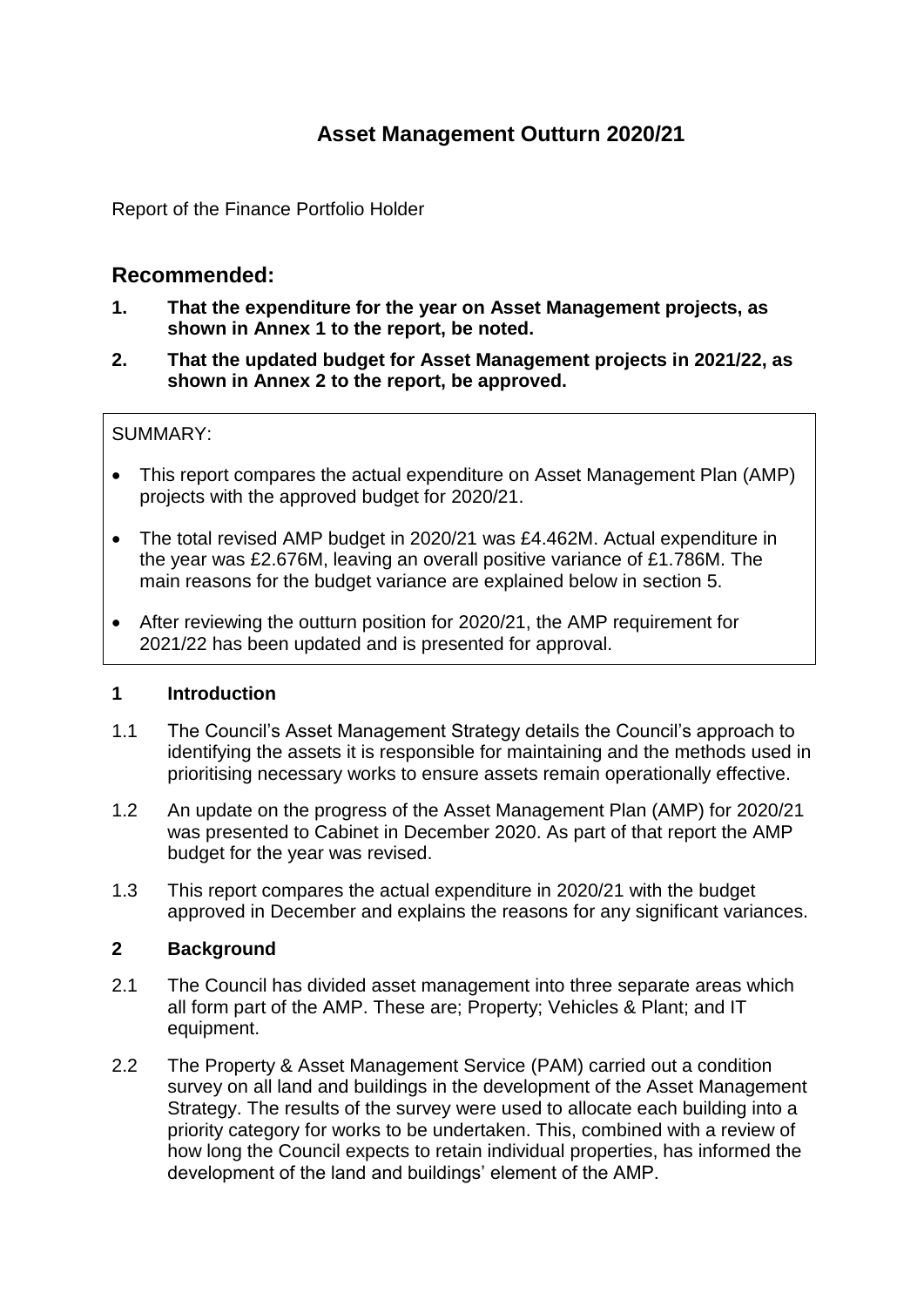# Asset Management Outturn 2020/21

Report of the Finance Portfolio Holder

## Recommended:

1. **That the expenditure for the year on Asset Management projects, as shown in Annex 1 to the report, be noted.**
2. **That the updated budget for Asset Management projects in 2021/22, as shown in Annex 2 to the report, be approved.**

SUMMARY:

- This report compares the actual expenditure on Asset Management Plan (AMP) projects with the approved budget for 2020/21.
- The total revised AMP budget in 2020/21 was £4.462M. Actual expenditure in the year was £2.676M, leaving an overall positive variance of £1.786M. The main reasons for the budget variance are explained below in section 5.
- After reviewing the outturn position for 2020/21, the AMP requirement for 2021/22 has been updated and is presented for approval.

## 1 Introduction

1.1 The Council's Asset Management Strategy details the Council's approach to identifying the assets it is responsible for maintaining and the methods used in prioritising necessary works to ensure assets remain operationally effective.

1.2 An update on the progress of the Asset Management Plan (AMP) for 2020/21 was presented to Cabinet in December 2020. As part of that report the AMP budget for the year was revised.

1.3 This report compares the actual expenditure in 2020/21 with the budget approved in December and explains the reasons for any significant variances.

## 2 Background

2.1 The Council has divided asset management into three separate areas which all form part of the AMP. These are; Property; Vehicles & Plant; and IT equipment.

2.2 The Property & Asset Management Service (PAM) carried out a condition survey on all land and buildings in the development of the Asset Management Strategy. The results of the survey were used to allocate each building into a priority category for works to be undertaken. This, combined with a review of how long the Council expects to retain individual properties, has informed the development of the land and buildings' element of the AMP.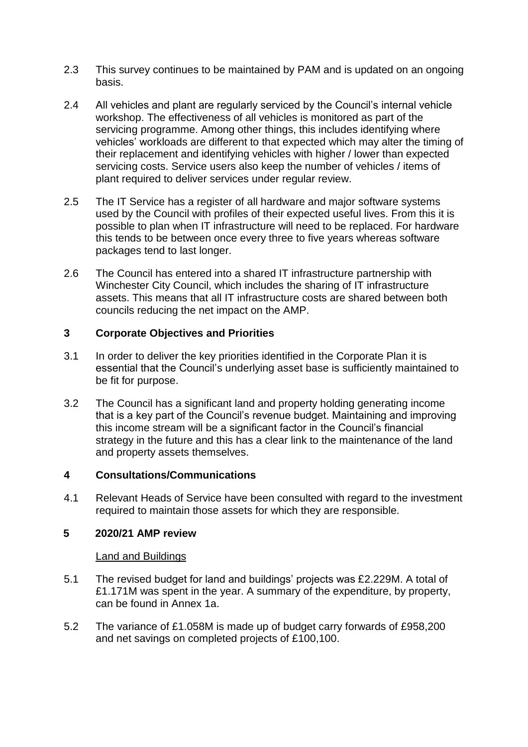2.3 This survey continues to be maintained by PAM and is updated on an ongoing basis.

2.4 All vehicles and plant are regularly serviced by the Council's internal vehicle workshop. The effectiveness of all vehicles is monitored as part of the servicing programme. Among other things, this includes identifying where vehicles' workloads are different to that expected which may alter the timing of their replacement and identifying vehicles with higher / lower than expected servicing costs. Service users also keep the number of vehicles / items of plant required to deliver services under regular review.

2.5 The IT Service has a register of all hardware and major software systems used by the Council with profiles of their expected useful lives. From this it is possible to plan when IT infrastructure will need to be replaced. For hardware this tends to be between once every three to five years whereas software packages tend to last longer.

2.6 The Council has entered into a shared IT infrastructure partnership with Winchester City Council, which includes the sharing of IT infrastructure assets. This means that all IT infrastructure costs are shared between both councils reducing the net impact on the AMP.

## 3 Corporate Objectives and Priorities

3.1 In order to deliver the key priorities identified in the Corporate Plan it is essential that the Council's underlying asset base is sufficiently maintained to be fit for purpose.

3.2 The Council has a significant land and property holding generating income that is a key part of the Council's revenue budget. Maintaining and improving this income stream will be a significant factor in the Council's financial strategy in the future and this has a clear link to the maintenance of the land and property assets themselves.

## 4 Consultations/Communications

4.1 Relevant Heads of Service have been consulted with regard to the investment required to maintain those assets for which they are responsible.

## 5 2020/21 AMP review

Land and Buildings

5.1 The revised budget for land and buildings' projects was £2.229M. A total of £1.171M was spent in the year. A summary of the expenditure, by property, can be found in Annex 1a.

5.2 The variance of £1.058M is made up of budget carry forwards of £958,200 and net savings on completed projects of £100,100.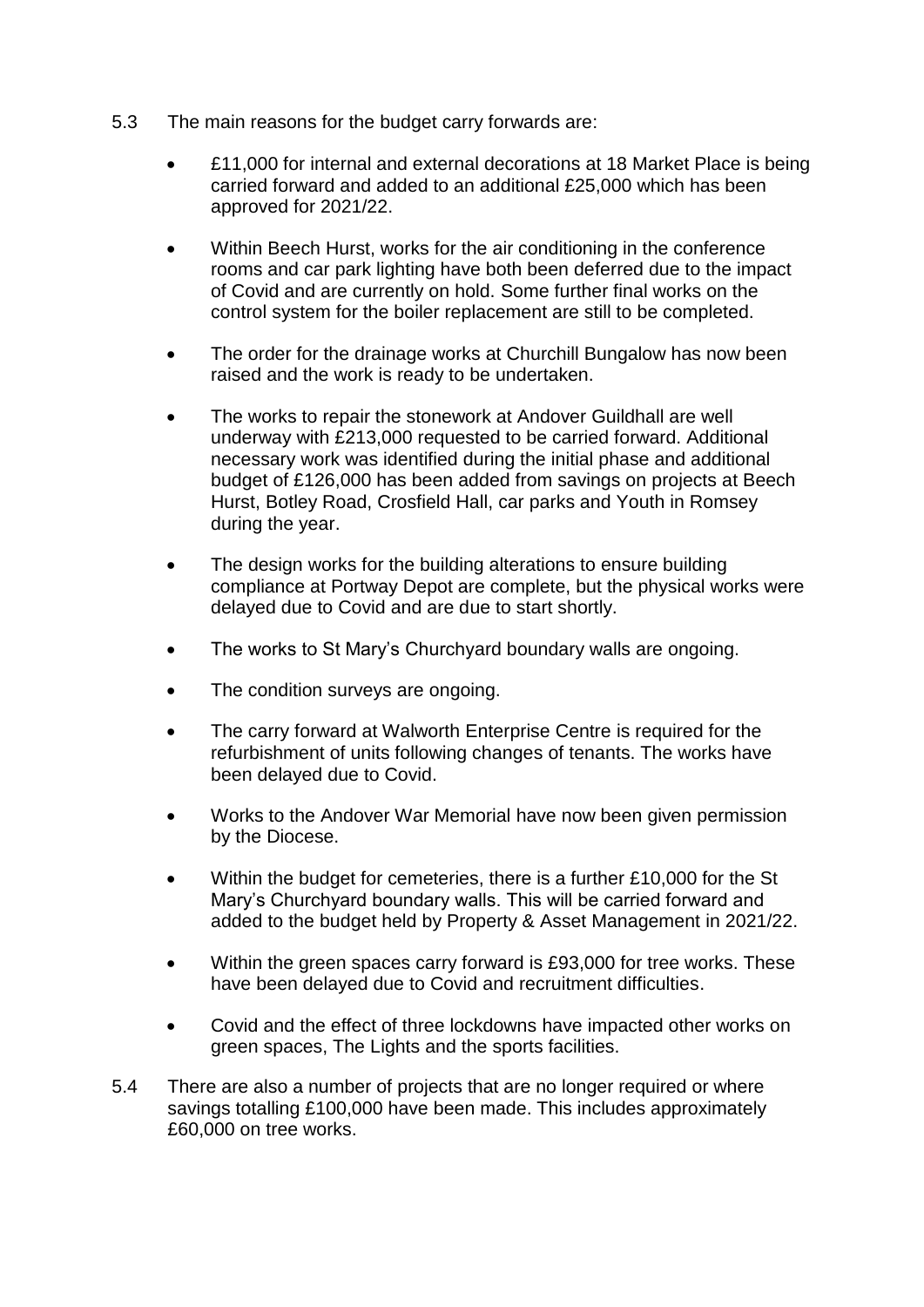5.3 The main reasons for the budget carry forwards are:

- £11,000 for internal and external decorations at 18 Market Place is being carried forward and added to an additional £25,000 which has been approved for 2021/22.

- Within Beech Hurst, works for the air conditioning in the conference rooms and car park lighting have both been deferred due to the impact of Covid and are currently on hold. Some further final works on the control system for the boiler replacement are still to be completed.

- The order for the drainage works at Churchill Bungalow has now been raised and the work is ready to be undertaken.

- The works to repair the stonework at Andover Guildhall are well underway with £213,000 requested to be carried forward. Additional necessary work was identified during the initial phase and additional budget of £126,000 has been added from savings on projects at Beech Hurst, Botley Road, Crosfield Hall, car parks and Youth in Romsey during the year.

- The design works for the building alterations to ensure building compliance at Portway Depot are complete, but the physical works were delayed due to Covid and are due to start shortly.

- The works to St Mary's Churchyard boundary walls are ongoing.

- The condition surveys are ongoing.

- The carry forward at Walworth Enterprise Centre is required for the refurbishment of units following changes of tenants. The works have been delayed due to Covid.

- Works to the Andover War Memorial have now been given permission by the Diocese.

- Within the budget for cemeteries, there is a further £10,000 for the St Mary's Churchyard boundary walls. This will be carried forward and added to the budget held by Property & Asset Management in 2021/22.

- Within the green spaces carry forward is £93,000 for tree works. These have been delayed due to Covid and recruitment difficulties.

- Covid and the effect of three lockdowns have impacted other works on green spaces, The Lights and the sports facilities.

5.4 There are also a number of projects that are no longer required or where savings totalling £100,000 have been made. This includes approximately £60,000 on tree works.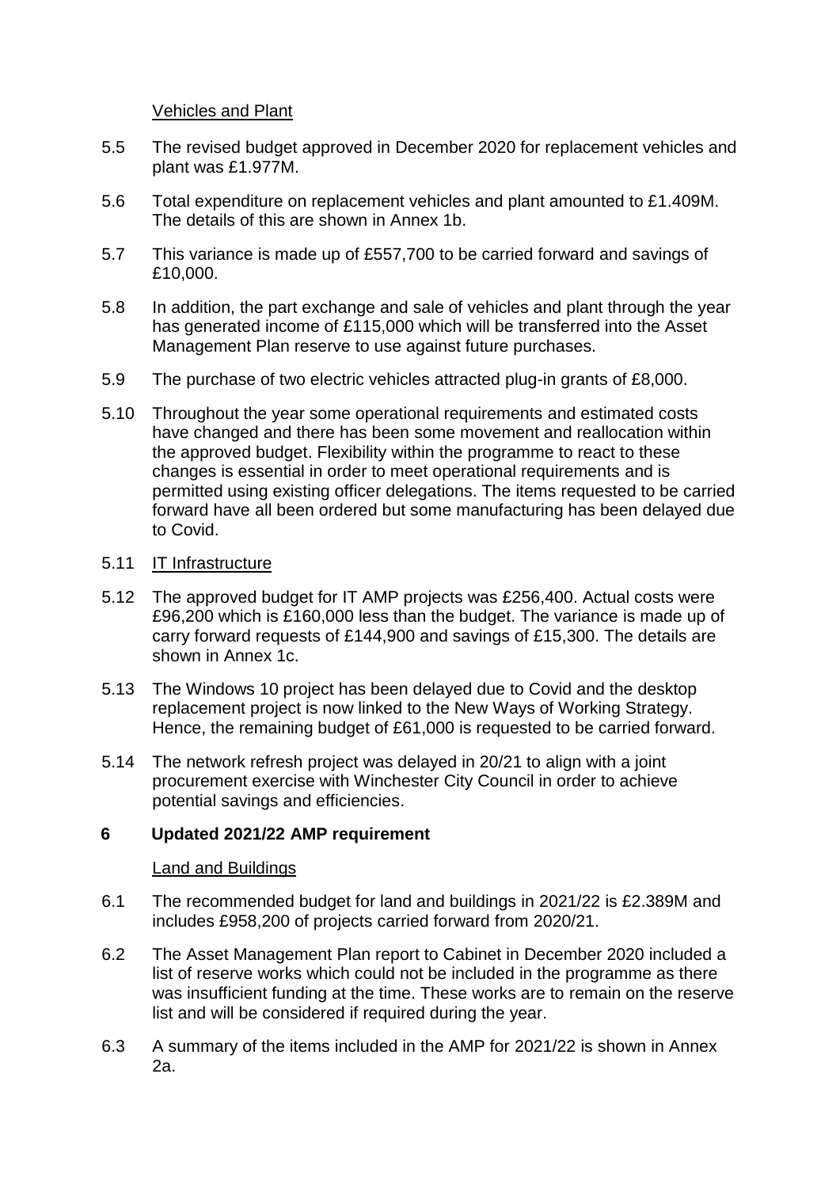Vehicles and Plant

5.5 The revised budget approved in December 2020 for replacement vehicles and plant was £1.977M.

5.6 Total expenditure on replacement vehicles and plant amounted to £1.409M. The details of this are shown in Annex 1b.

5.7 This variance is made up of £557,700 to be carried forward and savings of £10,000.

5.8 In addition, the part exchange and sale of vehicles and plant through the year has generated income of £115,000 which will be transferred into the Asset Management Plan reserve to use against future purchases.

5.9 The purchase of two electric vehicles attracted plug-in grants of £8,000.

5.10 Throughout the year some operational requirements and estimated costs have changed and there has been some movement and reallocation within the approved budget. Flexibility within the programme to react to these changes is essential in order to meet operational requirements and is permitted using existing officer delegations. The items requested to be carried forward have all been ordered but some manufacturing has been delayed due to Covid.

5.11 IT Infrastructure

5.12 The approved budget for IT AMP projects was £256,400. Actual costs were £96,200 which is £160,000 less than the budget. The variance is made up of carry forward requests of £144,900 and savings of £15,300. The details are shown in Annex 1c.

5.13 The Windows 10 project has been delayed due to Covid and the desktop replacement project is now linked to the New Ways of Working Strategy. Hence, the remaining budget of £61,000 is requested to be carried forward.

5.14 The network refresh project was delayed in 20/21 to align with a joint procurement exercise with Winchester City Council in order to achieve potential savings and efficiencies.

## 6 Updated 2021/22 AMP requirement

Land and Buildings

6.1 The recommended budget for land and buildings in 2021/22 is £2.389M and includes £958,200 of projects carried forward from 2020/21.

6.2 The Asset Management Plan report to Cabinet in December 2020 included a list of reserve works which could not be included in the programme as there was insufficient funding at the time. These works are to remain on the reserve list and will be considered if required during the year.

6.3 A summary of the items included in the AMP for 2021/22 is shown in Annex 2a.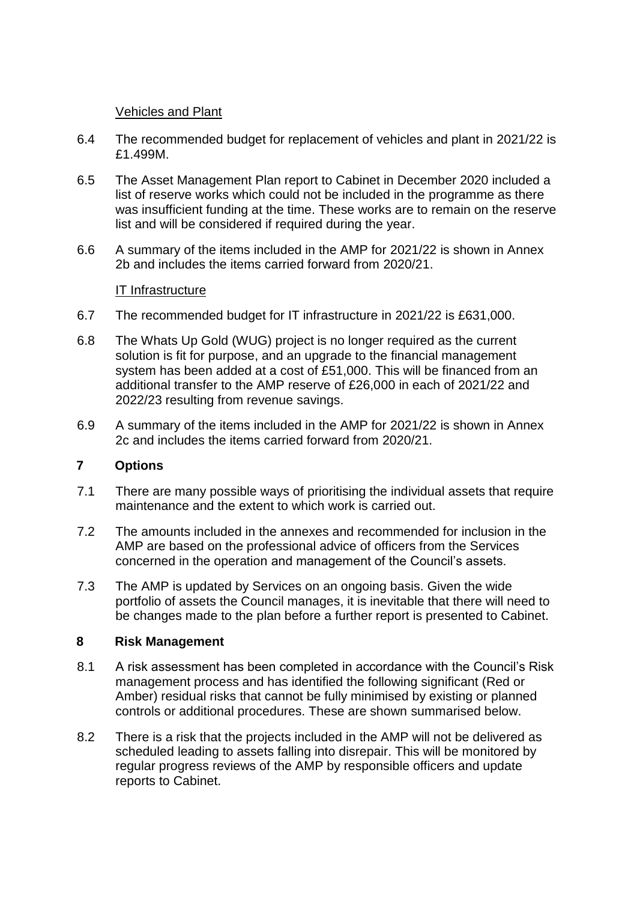Vehicles and Plant

6.4 The recommended budget for replacement of vehicles and plant in 2021/22 is £1.499M.

6.5 The Asset Management Plan report to Cabinet in December 2020 included a list of reserve works which could not be included in the programme as there was insufficient funding at the time. These works are to remain on the reserve list and will be considered if required during the year.

6.6 A summary of the items included in the AMP for 2021/22 is shown in Annex 2b and includes the items carried forward from 2020/21.

IT Infrastructure

6.7 The recommended budget for IT infrastructure in 2021/22 is £631,000.

6.8 The Whats Up Gold (WUG) project is no longer required as the current solution is fit for purpose, and an upgrade to the financial management system has been added at a cost of £51,000. This will be financed from an additional transfer to the AMP reserve of £26,000 in each of 2021/22 and 2022/23 resulting from revenue savings.

6.9 A summary of the items included in the AMP for 2021/22 is shown in Annex 2c and includes the items carried forward from 2020/21.

## 7 Options

7.1 There are many possible ways of prioritising the individual assets that require maintenance and the extent to which work is carried out.

7.2 The amounts included in the annexes and recommended for inclusion in the AMP are based on the professional advice of officers from the Services concerned in the operation and management of the Council's assets.

7.3 The AMP is updated by Services on an ongoing basis. Given the wide portfolio of assets the Council manages, it is inevitable that there will need to be changes made to the plan before a further report is presented to Cabinet.

## 8 Risk Management

8.1 A risk assessment has been completed in accordance with the Council's Risk management process and has identified the following significant (Red or Amber) residual risks that cannot be fully minimised by existing or planned controls or additional procedures. These are shown summarised below.

8.2 There is a risk that the projects included in the AMP will not be delivered as scheduled leading to assets falling into disrepair. This will be monitored by regular progress reviews of the AMP by responsible officers and update reports to Cabinet.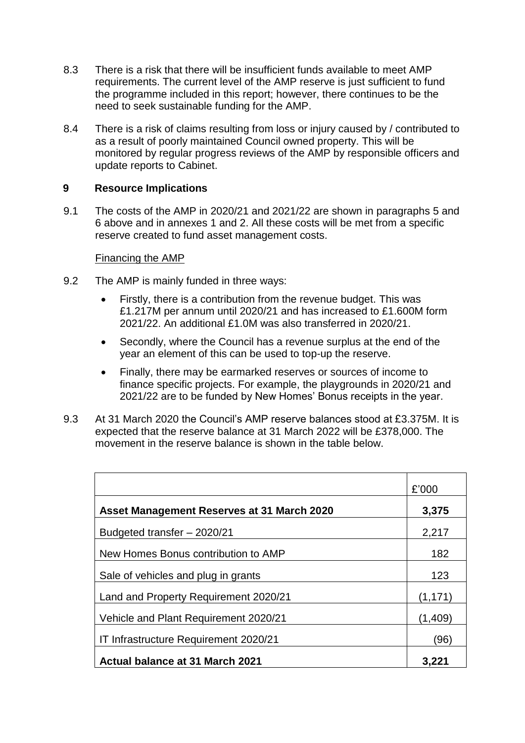8.3 There is a risk that there will be insufficient funds available to meet AMP requirements. The current level of the AMP reserve is just sufficient to fund the programme included in this report; however, there continues to be the need to seek sustainable funding for the AMP.

8.4 There is a risk of claims resulting from loss or injury caused by / contributed to as a result of poorly maintained Council owned property. This will be monitored by regular progress reviews of the AMP by responsible officers and update reports to Cabinet.

## 9 Resource Implications

9.1 The costs of the AMP in 2020/21 and 2021/22 are shown in paragraphs 5 and 6 above and in annexes 1 and 2. All these costs will be met from a specific reserve created to fund asset management costs.

Financing the AMP

9.2 The AMP is mainly funded in three ways:

- Firstly, there is a contribution from the revenue budget. This was £1.217M per annum until 2020/21 and has increased to £1.600M form 2021/22. An additional £1.0M was also transferred in 2020/21.
- Secondly, where the Council has a revenue surplus at the end of the year an element of this can be used to top-up the reserve.
- Finally, there may be earmarked reserves or sources of income to finance specific projects. For example, the playgrounds in 2020/21 and 2021/22 are to be funded by New Homes' Bonus receipts in the year.

9.3 At 31 March 2020 the Council's AMP reserve balances stood at £3.375M. It is expected that the reserve balance at 31 March 2022 will be £378,000. The movement in the reserve balance is shown in the table below.

| | £'000 |
|---|---|
| **Asset Management Reserves at 31 March 2020** | **3,375** |
| Budgeted transfer – 2020/21 | 2,217 |
| New Homes Bonus contribution to AMP | 182 |
| Sale of vehicles and plug in grants | 123 |
| Land and Property Requirement 2020/21 | (1,171) |
| Vehicle and Plant Requirement 2020/21 | (1,409) |
| IT Infrastructure Requirement 2020/21 | (96) |
| **Actual balance at 31 March 2021** | **3,221** |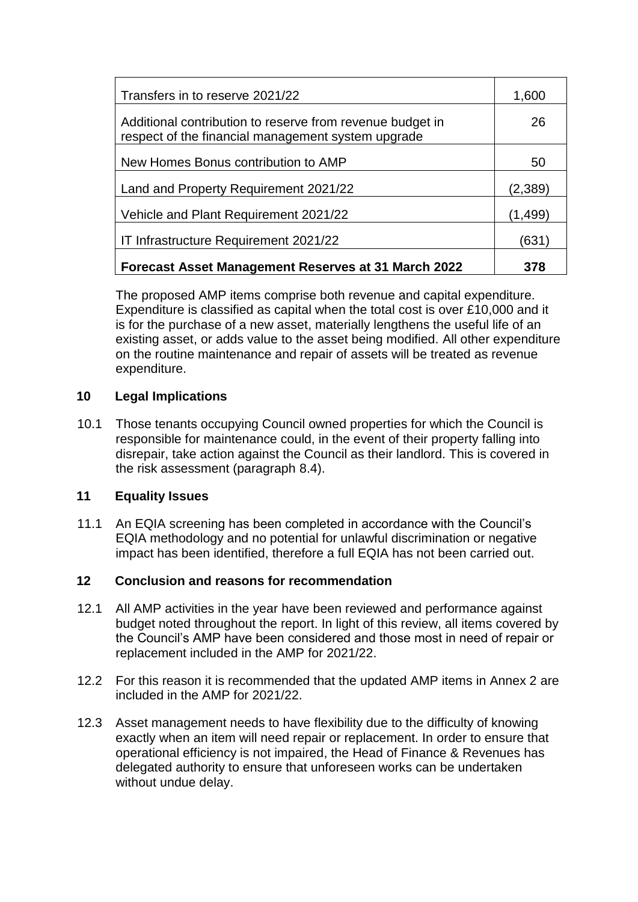| | |
|---|---|
| Transfers in to reserve 2021/22 | 1,600 |
| Additional contribution to reserve from revenue budget in respect of the financial management system upgrade | 26 |
| New Homes Bonus contribution to AMP | 50 |
| Land and Property Requirement 2021/22 | (2,389) |
| Vehicle and Plant Requirement 2021/22 | (1,499) |
| IT Infrastructure Requirement 2021/22 | (631) |
| **Forecast Asset Management Reserves at 31 March 2022** | **378** |

The proposed AMP items comprise both revenue and capital expenditure. Expenditure is classified as capital when the total cost is over £10,000 and it is for the purchase of a new asset, materially lengthens the useful life of an existing asset, or adds value to the asset being modified. All other expenditure on the routine maintenance and repair of assets will be treated as revenue expenditure.

## 10 Legal Implications

10.1 Those tenants occupying Council owned properties for which the Council is responsible for maintenance could, in the event of their property falling into disrepair, take action against the Council as their landlord. This is covered in the risk assessment (paragraph 8.4).

## 11 Equality Issues

11.1 An EQIA screening has been completed in accordance with the Council's EQIA methodology and no potential for unlawful discrimination or negative impact has been identified, therefore a full EQIA has not been carried out.

## 12 Conclusion and reasons for recommendation

12.1 All AMP activities in the year have been reviewed and performance against budget noted throughout the report. In light of this review, all items covered by the Council's AMP have been considered and those most in need of repair or replacement included in the AMP for 2021/22.

12.2 For this reason it is recommended that the updated AMP items in Annex 2 are included in the AMP for 2021/22.

12.3 Asset management needs to have flexibility due to the difficulty of knowing exactly when an item will need repair or replacement. In order to ensure that operational efficiency is not impaired, the Head of Finance & Revenues has delegated authority to ensure that unforeseen works can be undertaken without undue delay.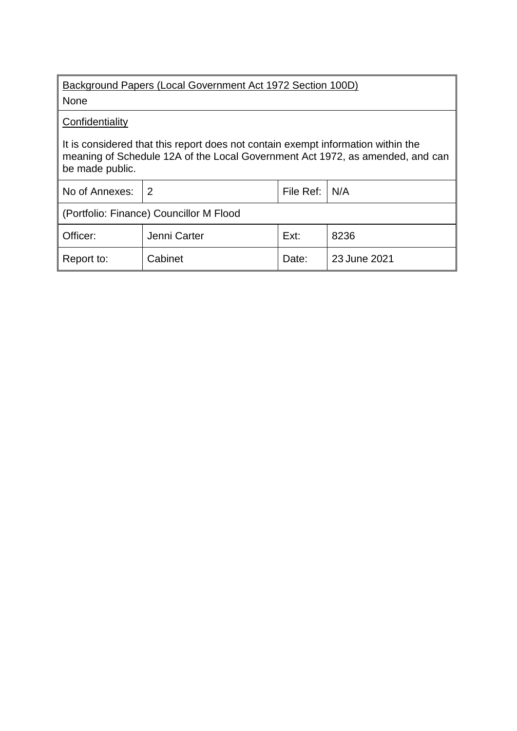| | | | |
|---|---|---|---|
| Background Papers (Local Government Act 1972 Section 100D)<br>None | | | |
| Confidentiality<br><br>It is considered that this report does not contain exempt information within the meaning of Schedule 12A of the Local Government Act 1972, as amended, and can be made public. | | | |
| No of Annexes: | 2 | File Ref: | N/A |
| (Portfolio: Finance) Councillor M Flood | | | |
| Officer: | Jenni Carter | Ext: | 8236 |
| Report to: | Cabinet | Date: | 23 June 2021 |